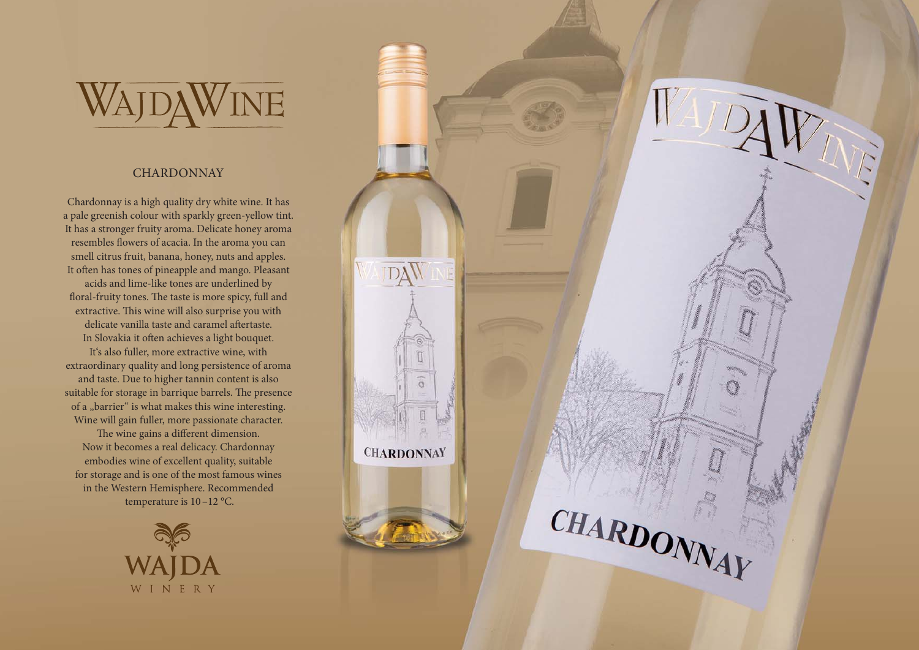# WAJDAWINE

## CHARDONNAY

Chardonnay is a high quality dry white wine. It has a pale greenish colour with sparkly green-yellow tint. It has a stronger fruity aroma. Delicate honey aroma resembles flowers of acacia. In the aroma you can smell citrus fruit, banana, honey, nuts and apples. It often has tones of pineapple and mango. Pleasant acids and lime-like tones are underlined by floral-fruity tones. The taste is more spicy, full and extractive. This wine will also surprise you with delicate vanilla taste and caramel aftertaste. In Slovakia it often achieves a light bouquet. It's also fuller, more extractive wine, with extraordinary quality and long persistence of aroma and taste. Due to higher tannin content is also suitable for storage in barrique barrels. The presence of a „barrier" is what makes this wine interesting. Wine will gain fuller, more passionate character. The wine gains a different dimension. Now it becomes a real delicacy. Chardonnay embodies wine of excellent quality, suitable for storage and is one of the most famous wines in the Western Hemisphere. Recommended temperature is 10–12 °C.

WAJDA WINERY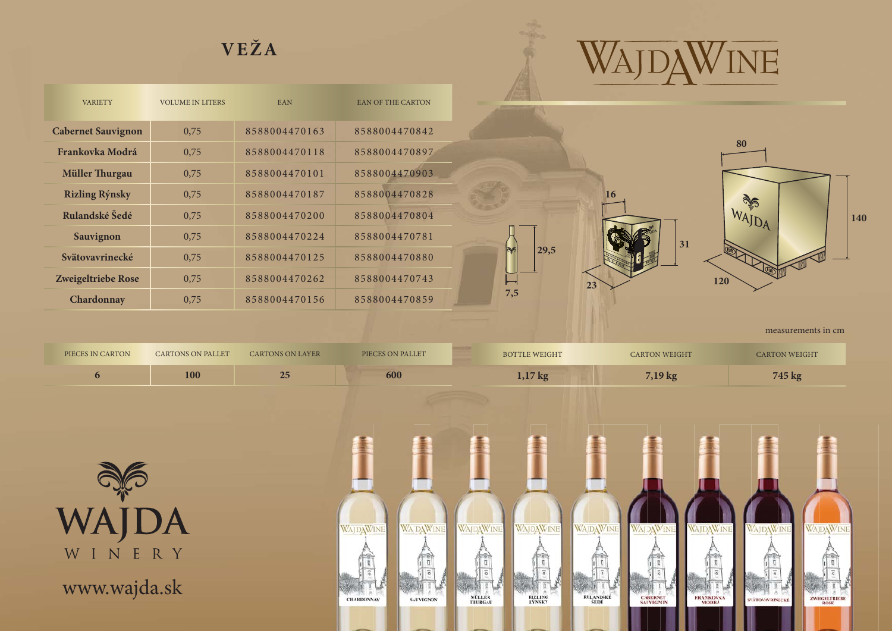# VEŽA

WAJDAWINE

| VARIETY | VOLUME IN LITERS | EAN | EAN OF THE CARTON |
|---|---|---|---|
| Cabernet Sauvignon | 0,75 | 8588004470163 | 8588004470842 |
| Frankovka Modrá | 0,75 | 8588004470118 | 8588004470897 |
| Müller Thurgau | 0,75 | 8588004470101 | 8588004470903 |
| Rizling Rýnsky | 0,75 | 8588004470187 | 8588004470828 |
| Rulandské Šedé | 0,75 | 8588004470200 | 8588004470804 |
| Sauvignon | 0,75 | 8588004470224 | 8588004470781 |
| Svätovavrinecké | 0,75 | 8588004470125 | 8588004470880 |
| Zweigeltriebe Rose | 0,75 | 8588004470262 | 8588004470743 |
| Chardonnay | 0,75 | 8588004470156 | 8588004470859 |

29,5

7,5

16

31

23

80

140

120

measurements in cm

| PIECES IN CARTON | CARTONS ON PALLET | CARTONS ON LAYER | PIECES ON PALLET |
|---|---|---|---|
| 6 | 100 | 25 | 600 |

| BOTTLE WEIGHT | CARTON WEIGHT | CARTON WEIGHT |
|---|---|---|
| 1,17 kg | 7,19 kg | 745 kg |

WAJDA WINERY

www.wajda.sk